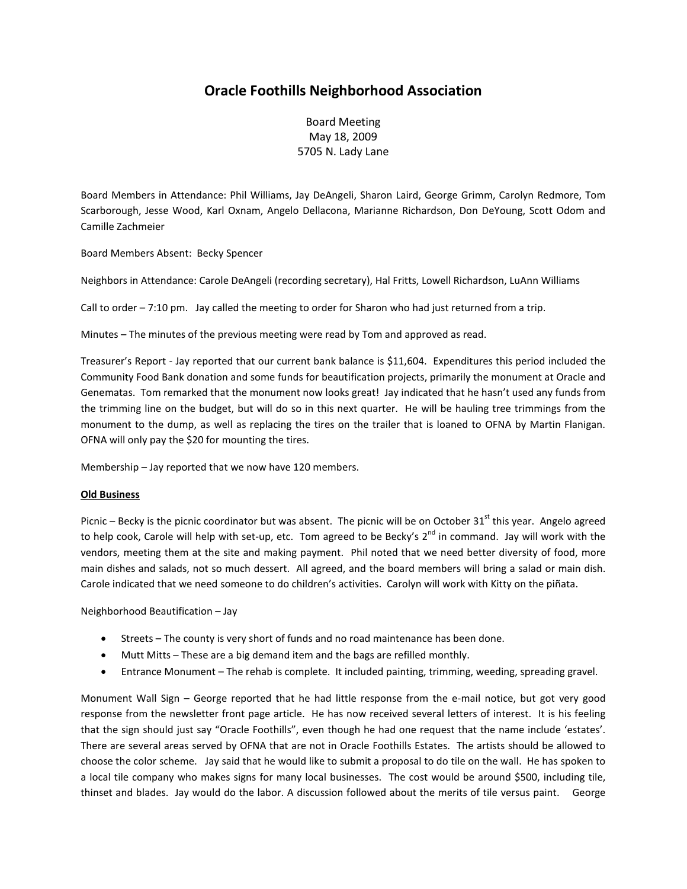# Oracle Foothills Neighborhood Association

Board Meeting
May 18, 2009
5705 N. Lady Lane

Board Members in Attendance: Phil Williams, Jay DeAngeli, Sharon Laird, George Grimm, Carolyn Redmore, Tom Scarborough, Jesse Wood, Karl Oxnam, Angelo Dellacona, Marianne Richardson, Don DeYoung, Scott Odom and Camille Zachmeier

Board Members Absent: Becky Spencer

Neighbors in Attendance: Carole DeAngeli (recording secretary), Hal Fritts, Lowell Richardson, LuAnn Williams

Call to order – 7:10 pm. Jay called the meeting to order for Sharon who had just returned from a trip.

Minutes – The minutes of the previous meeting were read by Tom and approved as read.

Treasurer's Report - Jay reported that our current bank balance is $11,604. Expenditures this period included the Community Food Bank donation and some funds for beautification projects, primarily the monument at Oracle and Genematas. Tom remarked that the monument now looks great! Jay indicated that he hasn't used any funds from the trimming line on the budget, but will do so in this next quarter. He will be hauling tree trimmings from the monument to the dump, as well as replacing the tires on the trailer that is loaned to OFNA by Martin Flanigan. OFNA will only pay the $20 for mounting the tires.

Membership – Jay reported that we now have 120 members.

**Old Business**

Picnic – Becky is the picnic coordinator but was absent. The picnic will be on October 31st this year. Angelo agreed to help cook, Carole will help with set-up, etc. Tom agreed to be Becky's 2nd in command. Jay will work with the vendors, meeting them at the site and making payment. Phil noted that we need better diversity of food, more main dishes and salads, not so much dessert. All agreed, and the board members will bring a salad or main dish. Carole indicated that we need someone to do children's activities. Carolyn will work with Kitty on the piñata.

Neighborhood Beautification – Jay

- Streets – The county is very short of funds and no road maintenance has been done.
- Mutt Mitts – These are a big demand item and the bags are refilled monthly.
- Entrance Monument – The rehab is complete. It included painting, trimming, weeding, spreading gravel.

Monument Wall Sign – George reported that he had little response from the e-mail notice, but got very good response from the newsletter front page article. He has now received several letters of interest. It is his feeling that the sign should just say "Oracle Foothills", even though he had one request that the name include 'estates'. There are several areas served by OFNA that are not in Oracle Foothills Estates. The artists should be allowed to choose the color scheme. Jay said that he would like to submit a proposal to do tile on the wall. He has spoken to a local tile company who makes signs for many local businesses. The cost would be around $500, including tile, thinset and blades. Jay would do the labor. A discussion followed about the merits of tile versus paint. George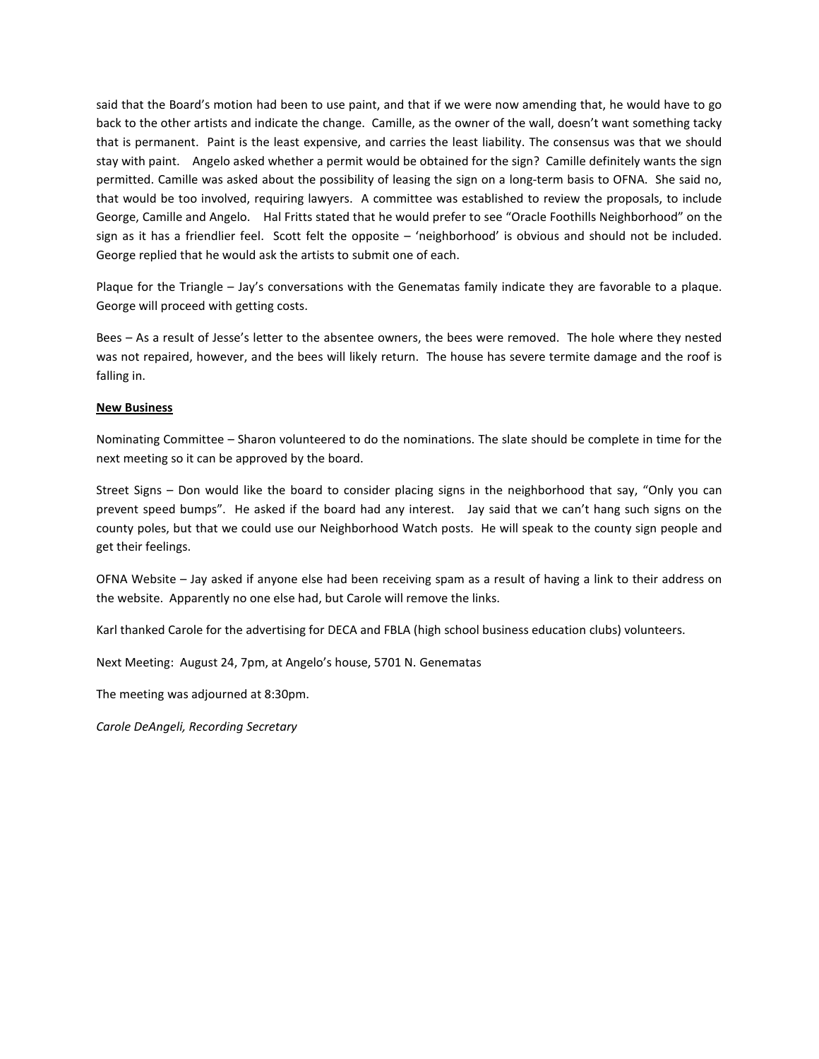said that the Board's motion had been to use paint, and that if we were now amending that, he would have to go back to the other artists and indicate the change. Camille, as the owner of the wall, doesn't want something tacky that is permanent. Paint is the least expensive, and carries the least liability. The consensus was that we should stay with paint. Angelo asked whether a permit would be obtained for the sign? Camille definitely wants the sign permitted. Camille was asked about the possibility of leasing the sign on a long-term basis to OFNA. She said no, that would be too involved, requiring lawyers. A committee was established to review the proposals, to include George, Camille and Angelo. Hal Fritts stated that he would prefer to see "Oracle Foothills Neighborhood" on the sign as it has a friendlier feel. Scott felt the opposite – 'neighborhood' is obvious and should not be included. George replied that he would ask the artists to submit one of each.

Plaque for the Triangle – Jay's conversations with the Genematas family indicate they are favorable to a plaque. George will proceed with getting costs.

Bees – As a result of Jesse's letter to the absentee owners, the bees were removed. The hole where they nested was not repaired, however, and the bees will likely return. The house has severe termite damage and the roof is falling in.

**New Business**

Nominating Committee – Sharon volunteered to do the nominations. The slate should be complete in time for the next meeting so it can be approved by the board.

Street Signs – Don would like the board to consider placing signs in the neighborhood that say, "Only you can prevent speed bumps". He asked if the board had any interest. Jay said that we can't hang such signs on the county poles, but that we could use our Neighborhood Watch posts. He will speak to the county sign people and get their feelings.

OFNA Website – Jay asked if anyone else had been receiving spam as a result of having a link to their address on the website. Apparently no one else had, but Carole will remove the links.

Karl thanked Carole for the advertising for DECA and FBLA (high school business education clubs) volunteers.

Next Meeting: August 24, 7pm, at Angelo's house, 5701 N. Genematas

The meeting was adjourned at 8:30pm.

*Carole DeAngeli, Recording Secretary*